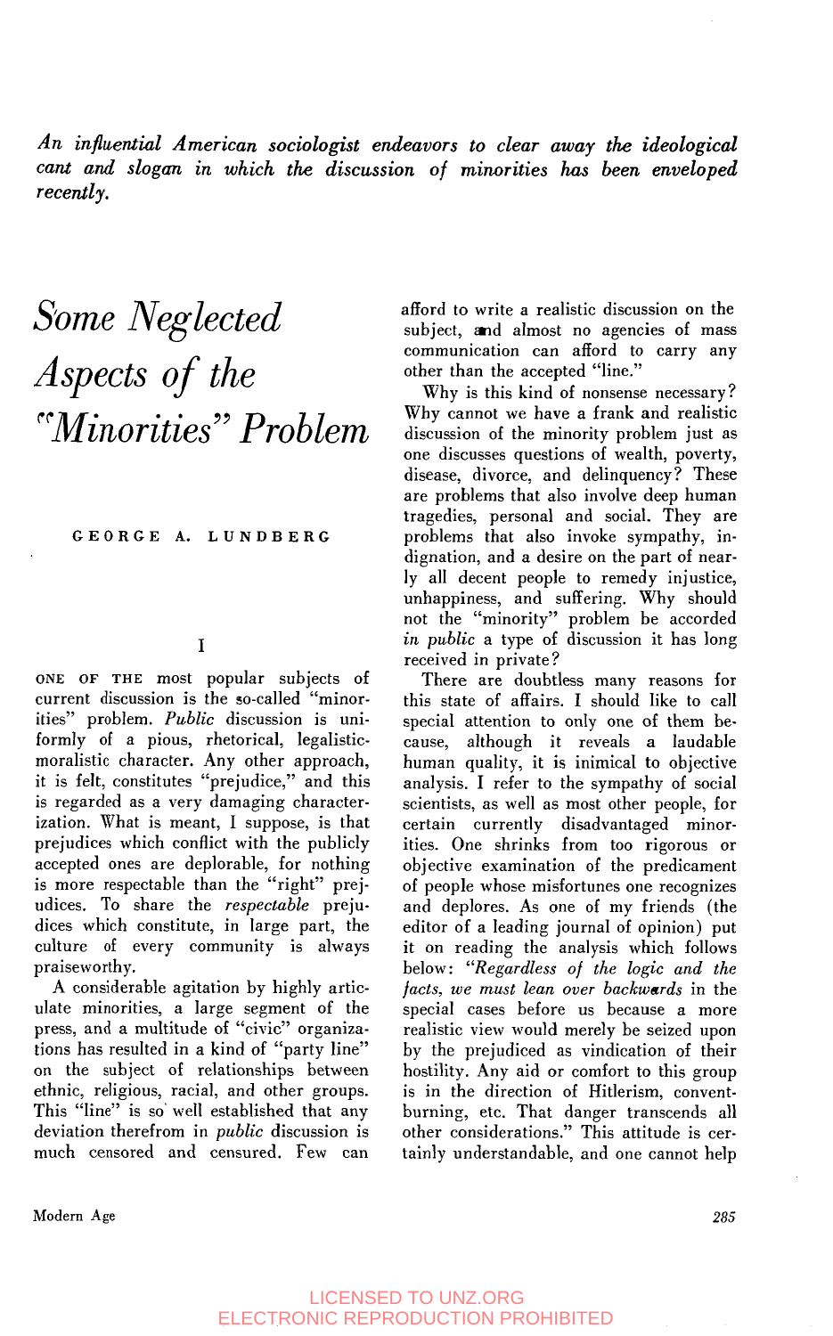*An influential American sociologist endeavors to clear away the ideological cant and slogan in which the discussion of minorities has been enveloped recently.*

# Some Neglected Aspects of the "Minorities" Problem

GEORGE A. LUNDBERG

## I

ONE OF THE most popular subjects of current discussion is the so-called "minorities" problem. *Public* discussion is uniformly of a pious, rhetorical, legalistic-moralistic character. Any other approach, it is felt, constitutes "prejudice," and this is regarded as a very damaging characterization. What is meant, I suppose, is that prejudices which conflict with the publicly accepted ones are deplorable, for nothing is more respectable than the "right" prejudices. To share the *respectable* prejudices which constitute, in large part, the culture of every community is always praiseworthy.

A considerable agitation by highly articulate minorities, a large segment of the press, and a multitude of "civic" organizations has resulted in a kind of "party line" on the subject of relationships between ethnic, religious, racial, and other groups. This "line" is so well established that any deviation therefrom in *public* discussion is much censored and censured. Few can afford to write a realistic discussion on the subject, and almost no agencies of mass communication can afford to carry any other than the accepted "line."

Why is this kind of nonsense necessary? Why cannot we have a frank and realistic discussion of the minority problem just as one discusses questions of wealth, poverty, disease, divorce, and delinquency? These are problems that also involve deep human tragedies, personal and social. They are problems that also invoke sympathy, indignation, and a desire on the part of nearly all decent people to remedy injustice, unhappiness, and suffering. Why should not the "minority" problem be accorded *in public* a type of discussion it has long received in private?

There are doubtless many reasons for this state of affairs. I should like to call special attention to only one of them because, although it reveals a laudable human quality, it is inimical to objective analysis. I refer to the sympathy of social scientists, as well as most other people, for certain currently disadvantaged minorities. One shrinks from too rigorous or objective examination of the predicament of people whose misfortunes one recognizes and deplores. As one of my friends (the editor of a leading journal of opinion) put it on reading the analysis which follows below: "*Regardless of the logic and the facts, we must lean over backwards* in the special cases before us because a more realistic view would merely be seized upon by the prejudiced as vindication of their hostility. Any aid or comfort to this group is in the direction of Hitlerism, convent-burning, etc. That danger transcends all other considerations." This attitude is certainly understandable, and one cannot help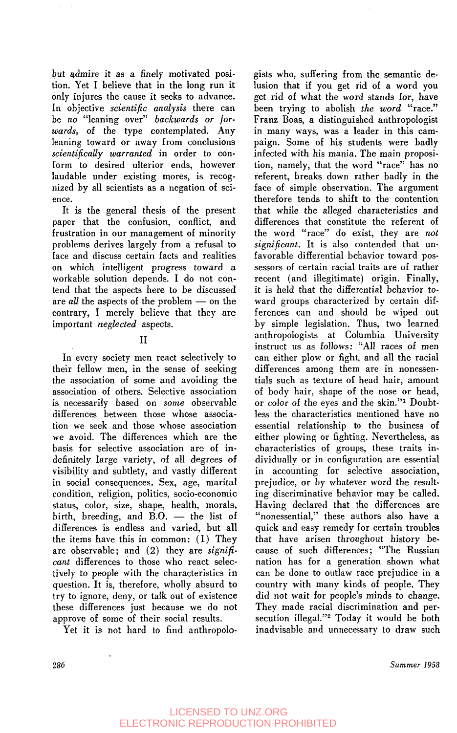but admire it as a finely motivated position. Yet I believe that in the long run it only injures the cause it seeks to advance. In objective *scientific analysis* there can be *no* "leaning over" *backwards or forwards*, of the type contemplated. Any leaning toward or away from conclusions *scientifically warranted* in order to conform to desired ulterior ends, however laudable under existing mores, is recognized by all scientists as a negation of science.

It is the general thesis of the present paper that the confusion, conflict, and frustration in our management of minority problems derives largely from a refusal to face and discuss certain facts and realities on which intelligent progress toward a workable solution depends. I do not contend that the aspects here to be discussed are *all* the aspects of the problem — on the contrary, I merely believe that they are important *neglected* aspects.

## II

In every society men react selectively to their fellow men, in the sense of seeking the association of some and avoiding the association of others. Selective association is necessarily based on *some* observable differences between those whose association we seek and those whose association we avoid. The differences which are the basis for selective association are of indefinitely large variety, of all degrees of visibility and subtlety, and vastly different in social consequences. Sex, age, marital condition, religion, politics, socio-economic status, color, size, shape, health, morals, birth, breeding, and B.O. — the list of differences is endless and varied, but all the items have this in common: (1) They are observable; and (2) they are *significant* differences to those who react selectively to people with the characteristics in question. It is, therefore, wholly absurd to try to ignore, deny, or talk out of existence these differences just because we do not approve of some of their social results.

Yet it is not hard to find anthropologists who, suffering from the semantic delusion that if you get rid of a word you get rid of what the word stands for, have been trying to abolish *the word* "race." Franz Boas, a distinguished anthropologist in many ways, was a leader in this campaign. Some of his students were badly infected with his mania. The main proposition, namely, that the word "race" has no referent, breaks down rather badly in the face of simple observation. The argument therefore tends to shift to the contention that while the alleged characteristics and differences that constitute the referent of the word "race" do exist, they are *not significant*. It is also contended that unfavorable differential behavior toward possessors of certain racial traits are of rather recent (and illegitimate) origin. Finally, it is held that the differential behavior toward groups characterized by certain differences can and should be wiped out by simple legislation. Thus, two learned anthropologists at Columbia University instruct us as follows: "All races of men can either plow or fight, and all the racial differences among them are in nonessentials such as texture of head hair, amount of body hair, shape of the nose or head, or color of the eyes and the skin."[1] Doubtless the characteristics mentioned have no essential relationship to the business of either plowing or fighting. Nevertheless, as characteristics of groups, these traits individually or in configuration are essential in accounting for selective association, prejudice, or by whatever word the resulting discriminative behavior may be called. Having declared that the differences are "nonessential," these authors also have a quick and easy remedy for certain troubles that have arisen throughout history because of such differences; "The Russian nation has for a generation shown what can be done to outlaw race prejudice in a country with many kinds of people. They did not wait for people's minds to change. They made racial discrimination and persecution illegal."[2] Today it would be both inadvisable and unnecessary to draw such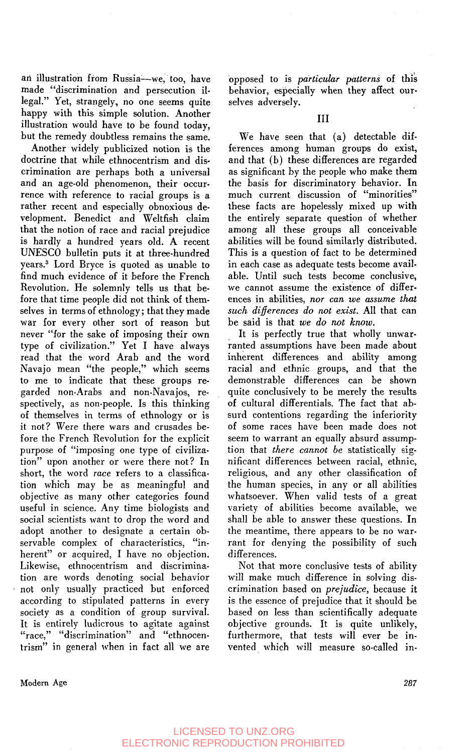an illustration from Russia—we, too, have made "discrimination and persecution illegal." Yet, strangely, no one seems quite happy with this simple solution. Another illustration would have to be found today, but the remedy doubtless remains the same.

Another widely publicized notion is the doctrine that while ethnocentrism and discrimination are perhaps both a universal and an age-old phenomenon, their occurrence with reference to racial groups is a rather recent and especially obnoxious development. Benedict and Weltfish claim that the notion of race and racial prejudice is hardly a hundred years old. A recent UNESCO bulletin puts it at three-hundred years.[3] Lord Bryce is quoted as unable to find much evidence of it before the French Revolution. He solemnly tells us that before that time people did not think of themselves in terms of ethnology; that they made war for every other sort of reason but never "for the sake of imposing their own type of civilization." Yet I have always read that the word Arab and the word Navajo mean "the people," which seems to me to indicate that these groups regarded non-Arabs and non-Navajos, respectively, as non-people. Is this thinking of themselves in terms of ethnology or is it not? Were there wars and crusades before the French Revolution for the explicit purpose of "imposing one type of civilization" upon another or were there not? In short, the word *race* refers to a classification which may be as meaningful and objective as many other categories found useful in science. Any time biologists and social scientists want to drop the word and adopt another to designate a certain observable complex of characteristics, "inherent" or acquired, I have no objection. Likewise, ethnocentrism and discrimination are words denoting social behavior not only usually practiced but enforced according to stipulated patterns in every society as a condition of group survival. It is entirely ludicrous to agitate against "race," "discrimination" and "ethnocentrism" in general when in fact all we are opposed to is *particular patterns* of this behavior, especially when they affect ourselves adversely.

## III

We have seen that (a) detectable differences among human groups do exist, and that (b) these differences are regarded as significant by the people who make them the basis for discriminatory behavior. In much current discussion of "minorities" these facts are hopelessly mixed up with the entirely separate question of whether among all these groups all conceivable abilities will be found similarly distributed. This is a question of fact to be determined in each case as adequate tests become available. Until such tests become conclusive, we cannot assume the existence of differences in abilities, *nor can we assume that such differences do not exist.* All that can be said is that *we do not know.*

It is perfectly true that wholly unwarranted assumptions have been made about inherent differences and ability among racial and ethnic groups, and that the demonstrable differences can be shown quite conclusively to be merely the results of cultural differentials. The fact that absurd contentions regarding the inferiority of some races have been made does not seem to warrant an equally absurd assumption that *there cannot be* statistically significant differences between racial, ethnic, religious, and any other classification of the human species, in any or all abilities whatsoever. When valid tests of a great variety of abilities become available, we shall be able to answer these questions. In the meantime, there appears to be no warrant for denying the possibility of such differences.

Not that more conclusive tests of ability will make much difference in solving discrimination based on *prejudice*, because it is the essence of prejudice that it should be based on less than scientifically adequate objective grounds. It is quite unlikely, furthermore, that tests will ever be invented which will measure so-called in-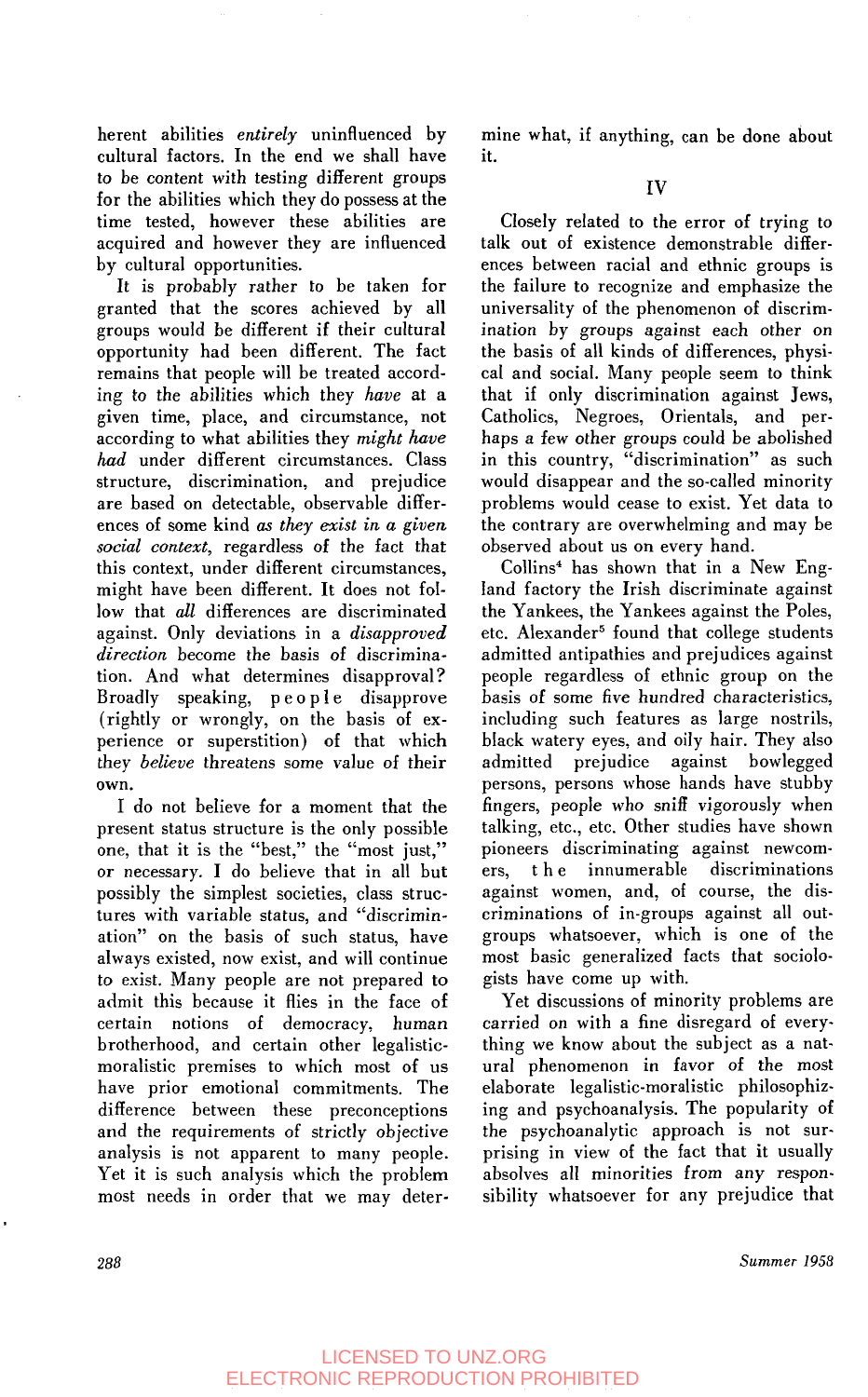herent abilities *entirely* uninfluenced by cultural factors. In the end we shall have to be content with testing different groups for the abilities which they do possess at the time tested, however these abilities are acquired and however they are influenced by cultural opportunities.

It is probably rather to be taken for granted that the scores achieved by all groups would be different if their cultural opportunity had been different. The fact remains that people will be treated according to the abilities which they *have* at a given time, place, and circumstance, not according to what abilities they *might have had* under different circumstances. Class structure, discrimination, and prejudice are based on detectable, observable differences of some kind *as they exist in a given social context,* regardless of the fact that this context, under different circumstances, might have been different. It does not follow that *all* differences are discriminated against. Only deviations in a *disapproved direction* become the basis of discrimination. And what determines disapproval? Broadly speaking, people disapprove (rightly or wrongly, on the basis of experience or superstition) of that which they *believe* threatens some value of their own.

I do not believe for a moment that the present status structure is the only possible one, that it is the "best," the "most just," or necessary. I do believe that in all but possibly the simplest societies, class structures with variable status, and "discrimination" on the basis of such status, have always existed, now exist, and will continue to exist. Many people are not prepared to admit this because it flies in the face of certain notions of democracy, human brotherhood, and certain other legalistic-moralistic premises to which most of us have prior emotional commitments. The difference between these preconceptions and the requirements of strictly objective analysis is not apparent to many people. Yet it is such analysis which the problem most needs in order that we may determine what, if anything, can be done about it.

## IV

Closely related to the error of trying to talk out of existence demonstrable differences between racial and ethnic groups is the failure to recognize and emphasize the universality of the phenomenon of discrimination by groups against each other on the basis of all kinds of differences, physical and social. Many people seem to think that if only discrimination against Jews, Catholics, Negroes, Orientals, and perhaps a few other groups could be abolished in this country, "discrimination" as such would disappear and the so-called minority problems would cease to exist. Yet data to the contrary are overwhelming and may be observed about us on every hand.

Collins[4] has shown that in a New England factory the Irish discriminate against the Yankees, the Yankees against the Poles, etc. Alexander[5] found that college students admitted antipathies and prejudices against people regardless of ethnic group on the basis of some five hundred characteristics, including such features as large nostrils, black watery eyes, and oily hair. They also admitted prejudice against bowlegged persons, persons whose hands have stubby fingers, people who sniff vigorously when talking, etc., etc. Other studies have shown pioneers discriminating against newcomers, the innumerable discriminations against women, and, of course, the discriminations of in-groups against all out-groups whatsoever, which is one of the most basic generalized facts that sociologists have come up with.

Yet discussions of minority problems are carried on with a fine disregard of everything we know about the subject as a natural phenomenon in favor of the most elaborate legalistic-moralistic philosophizing and psychoanalysis. The popularity of the psychoanalytic approach is not surprising in view of the fact that it usually absolves all minorities from any responsibility whatsoever for any prejudice that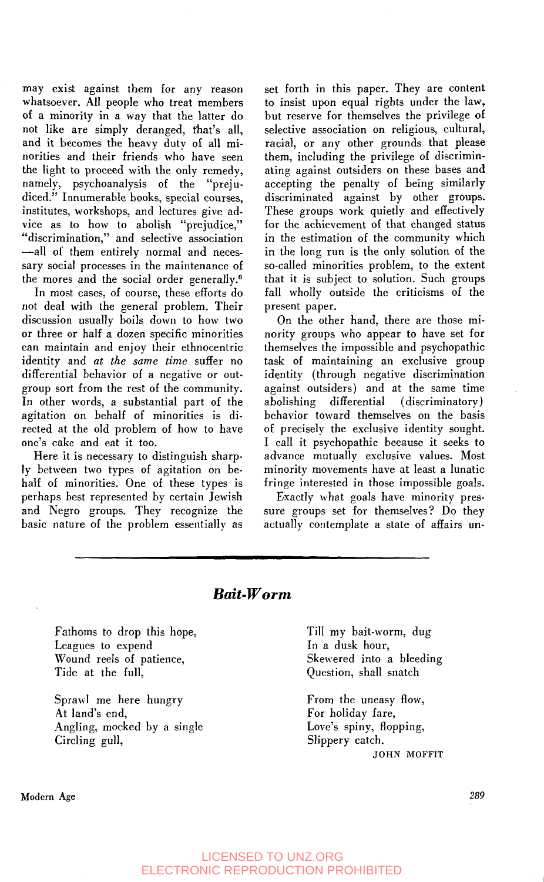may exist against them for any reason whatsoever. All people who treat members of a minority in a way that the latter do not like are simply deranged, that's all, and it becomes the heavy duty of all minorities and their friends who have seen the light to proceed with the only remedy, namely, psychoanalysis of the "prejudiced." Innumerable books, special courses, institutes, workshops, and lectures give advice as to how to abolish "prejudice," "discrimination," and selective association—all of them entirely normal and necessary social processes in the maintenance of the mores and the social order generally.[6]

In most cases, of course, these efforts do not deal with the general problem. Their discussion usually boils down to how two or three or half a dozen specific minorities can maintain and enjoy their ethnocentric identity and *at the same time* suffer no differential behavior of a negative or outgroup sort from the rest of the community. In other words, a substantial part of the agitation on behalf of minorities is directed at the old problem of how to have one's cake and eat it too.

Here it is necessary to distinguish sharply between two types of agitation on behalf of minorities. One of these types is perhaps best represented by certain Jewish and Negro groups. They recognize the basic nature of the problem essentially as set forth in this paper. They are content to insist upon equal rights under the law, but reserve for themselves the privilege of selective association on religious, cultural, racial, or any other grounds that please them, including the privilege of discriminating against outsiders on these bases and accepting the penalty of being similarly discriminated against by other groups. These groups work quietly and effectively for the achievement of that changed status in the estimation of the community which in the long run is the only solution of the so-called minorities problem, to the extent that it is subject to solution. Such groups fall wholly outside the criticisms of the present paper.

On the other hand, there are those minority groups who appear to have set for themselves the impossible and psychopathic task of maintaining an exclusive group identity (through negative discrimination against outsiders) and at the same time abolishing differential (discriminatory) behavior toward themselves on the basis of precisely the exclusive identity sought. I call it psychopathic because it seeks to advance mutually exclusive values. Most minority movements have at least a lunatic fringe interested in those impossible goals.

Exactly what goals have minority pressure groups set for themselves? Do they actually contemplate a state of affairs un-

---

## *Bait-Worm*

Fathoms to drop this hope,
Leagues to expend
Wound reels of patience,
Tide at the full,

Sprawl me here hungry
At land's end,
Angling, mocked by a single
Circling gull,

Till my bait-worm, dug
In a dusk hour,
Skewered into a bleeding
Question, shall snatch

From the uneasy flow,
For holiday fare,
Love's spiny, flopping,
Slippery catch.

JOHN MOFFIT